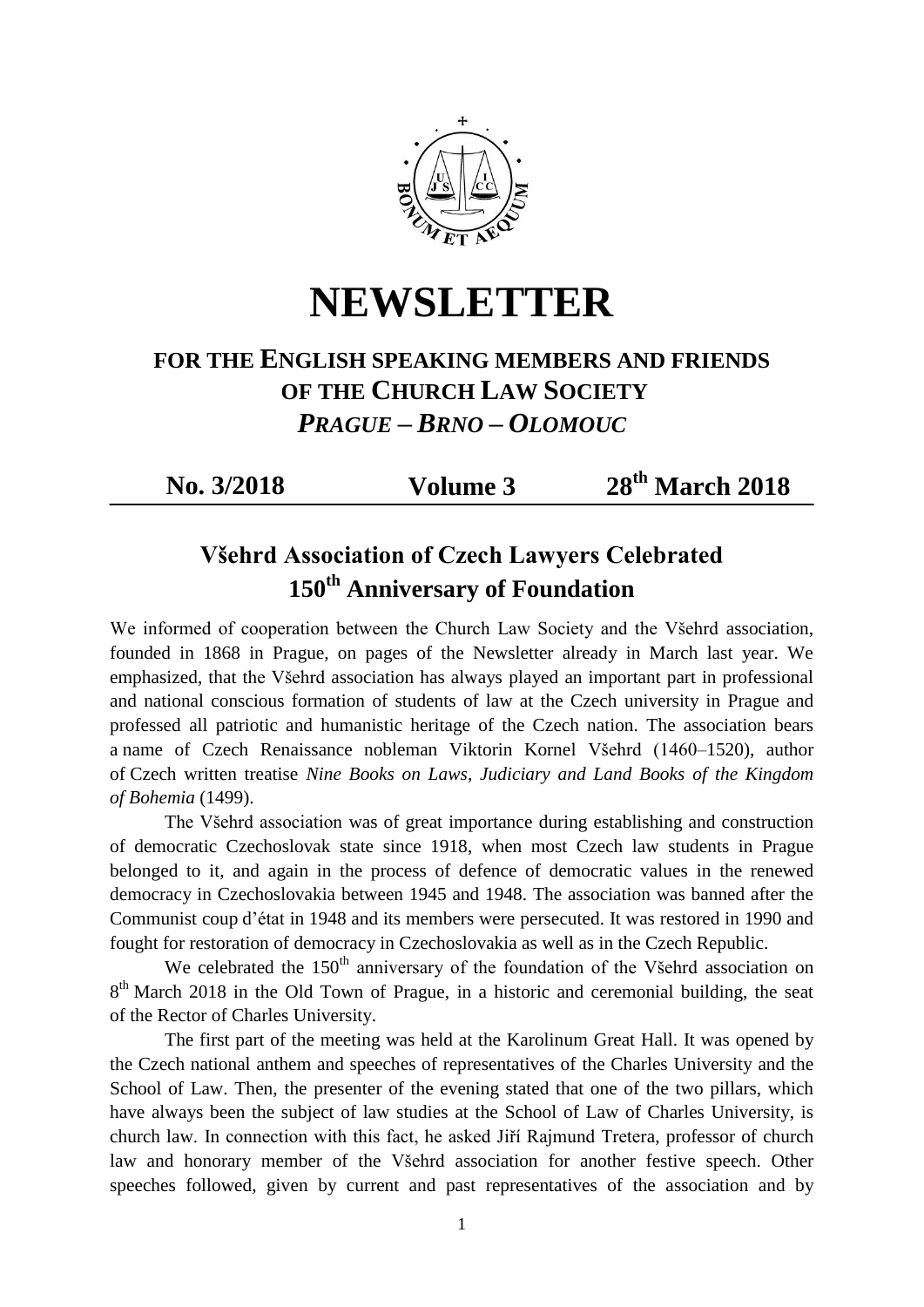# NEWSLETTER

## FOR THE ENGLISH SPEAKING MEMBERS AND FRIENDS OF THE CHURCH LAW SOCIETY

### *PRAGUE – BRNO – OLOMOUC*

**No. 3/2018 Volume 3 28th March 2018**

## Všehrd Association of Czech Lawyers Celebrated 150th Anniversary of Foundation

We informed of cooperation between the Church Law Society and the Všehrd association, founded in 1868 in Prague, on pages of the Newsletter already in March last year. We emphasized, that the Všehrd association has always played an important part in professional and national conscious formation of students of law at the Czech university in Prague and professed all patriotic and humanistic heritage of the Czech nation. The association bears a name of Czech Renaissance nobleman Viktorin Kornel Všehrd (1460–1520), author of Czech written treatise *Nine Books on Laws, Judiciary and Land Books of the Kingdom of Bohemia* (1499).

The Všehrd association was of great importance during establishing and construction of democratic Czechoslovak state since 1918, when most Czech law students in Prague belonged to it, and again in the process of defence of democratic values in the renewed democracy in Czechoslovakia between 1945 and 1948. The association was banned after the Communist coup d'état in 1948 and its members were persecuted. It was restored in 1990 and fought for restoration of democracy in Czechoslovakia as well as in the Czech Republic.

We celebrated the 150th anniversary of the foundation of the Všehrd association on 8th March 2018 in the Old Town of Prague, in a historic and ceremonial building, the seat of the Rector of Charles University.

The first part of the meeting was held at the Karolinum Great Hall. It was opened by the Czech national anthem and speeches of representatives of the Charles University and the School of Law. Then, the presenter of the evening stated that one of the two pillars, which have always been the subject of law studies at the School of Law of Charles University, is church law. In connection with this fact, he asked Jiří Rajmund Tretera, professor of church law and honorary member of the Všehrd association for another festive speech. Other speeches followed, given by current and past representatives of the association and by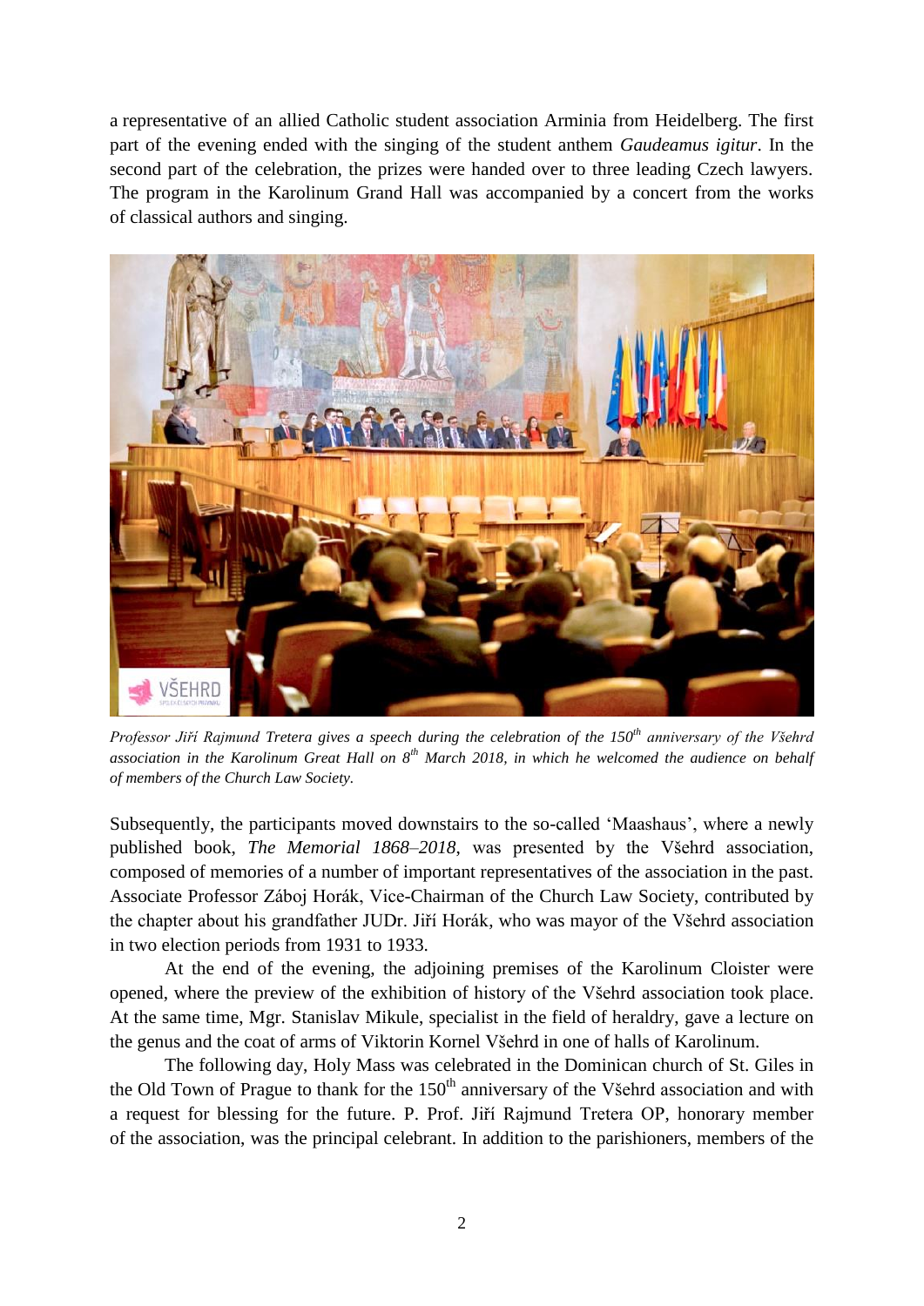a representative of an allied Catholic student association Arminia from Heidelberg. The first part of the evening ended with the singing of the student anthem *Gaudeamus igitur*. In the second part of the celebration, the prizes were handed over to three leading Czech lawyers. The program in the Karolinum Grand Hall was accompanied by a concert from the works of classical authors and singing.

*Professor Jiří Rajmund Tretera gives a speech during the celebration of the 150th anniversary of the Všehrd association in the Karolinum Great Hall on 8th March 2018, in which he welcomed the audience on behalf of members of the Church Law Society.*

Subsequently, the participants moved downstairs to the so-called 'Maashaus', where a newly published book, *The Memorial 1868–2018*, was presented by the Všehrd association, composed of memories of a number of important representatives of the association in the past. Associate Professor Záboj Horák, Vice-Chairman of the Church Law Society, contributed by the chapter about his grandfather JUDr. Jiří Horák, who was mayor of the Všehrd association in two election periods from 1931 to 1933.

At the end of the evening, the adjoining premises of the Karolinum Cloister were opened, where the preview of the exhibition of history of the Všehrd association took place. At the same time, Mgr. Stanislav Mikule, specialist in the field of heraldry, gave a lecture on the genus and the coat of arms of Viktorin Kornel Všehrd in one of halls of Karolinum.

The following day, Holy Mass was celebrated in the Dominican church of St. Giles in the Old Town of Prague to thank for the 150th anniversary of the Všehrd association and with a request for blessing for the future. P. Prof. Jiří Rajmund Tretera OP, honorary member of the association, was the principal celebrant. In addition to the parishioners, members of the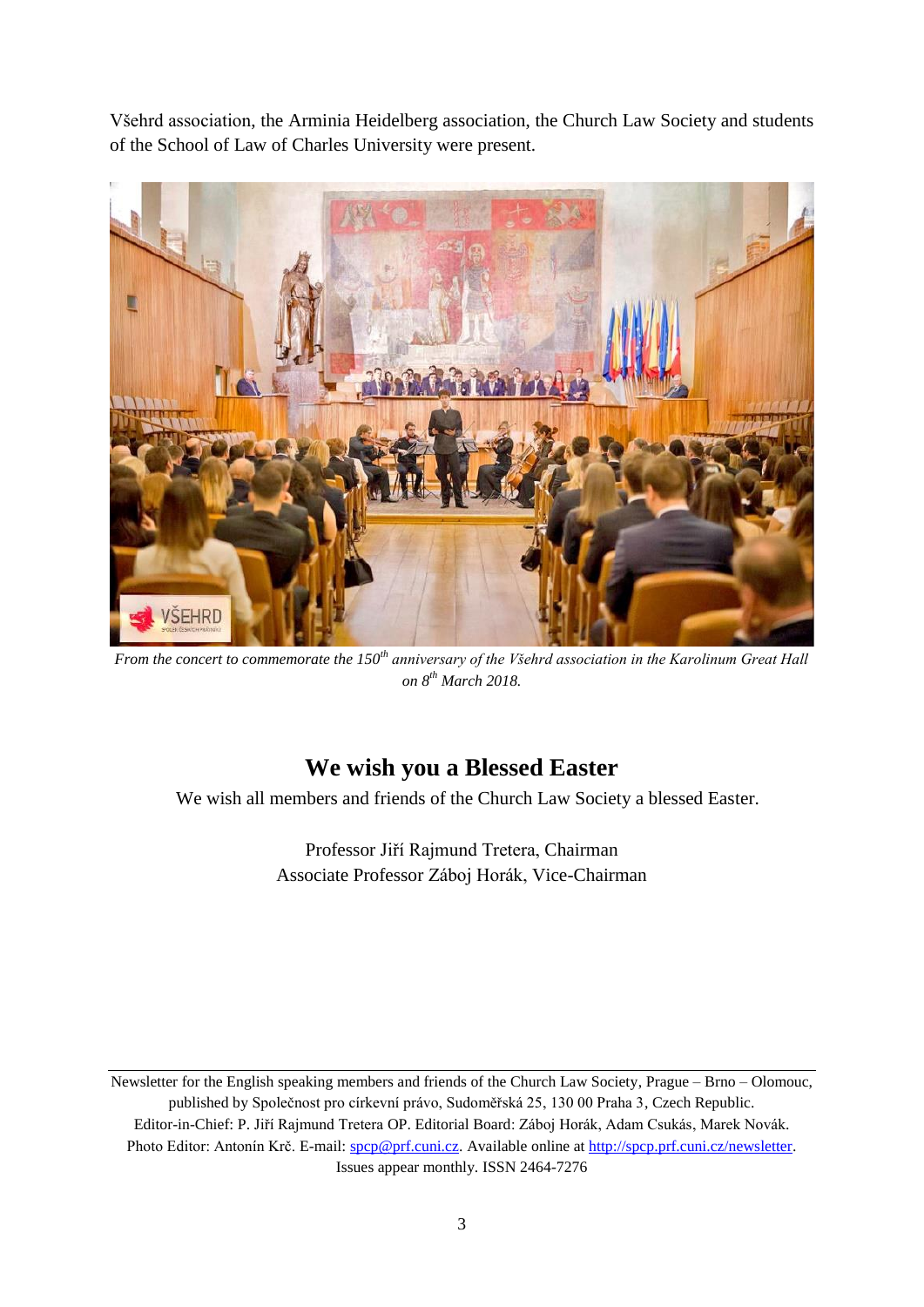Všehrd association, the Arminia Heidelberg association, the Church Law Society and students of the School of Law of Charles University were present.

*From the concert to commemorate the 150th anniversary of the Všehrd association in the Karolinum Great Hall on 8th March 2018.*

## We wish you a Blessed Easter

We wish all members and friends of the Church Law Society a blessed Easter.

Professor Jiří Rajmund Tretera, Chairman
Associate Professor Záboj Horák, Vice-Chairman

---

Newsletter for the English speaking members and friends of the Church Law Society, Prague – Brno – Olomouc, published by Společnost pro církevní právo, Sudoměřská 25, 130 00 Praha 3, Czech Republic. Editor-in-Chief: P. Jiří Rajmund Tretera OP. Editorial Board: Záboj Horák, Adam Csukás, Marek Novák. Photo Editor: Antonín Krč. E-mail: spcp@prf.cuni.cz. Available online at http://spcp.prf.cuni.cz/newsletter. Issues appear monthly. ISSN 2464-7276